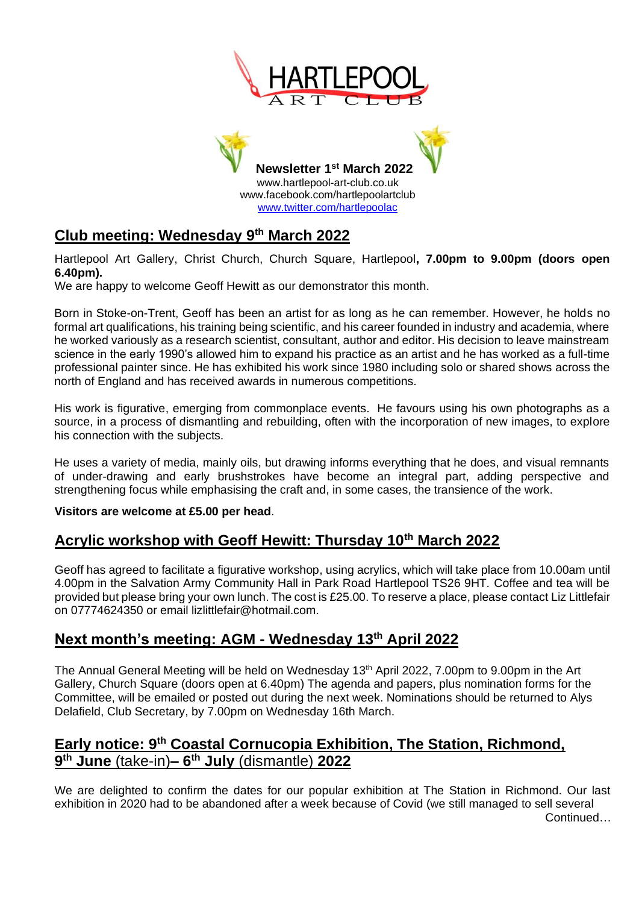# HARTLEPOOL ART CLUB

**Newsletter 1st March 2022**

www.hartlepool-art-club.co.uk
www.facebook.com/hartlepoolartclub
www.twitter.com/hartlepoolac

## Club meeting: Wednesday 9th March 2022

Hartlepool Art Gallery, Christ Church, Church Square, Hartlepool**, 7.00pm to 9.00pm (doors open 6.40pm).**
We are happy to welcome Geoff Hewitt as our demonstrator this month.

Born in Stoke-on-Trent, Geoff has been an artist for as long as he can remember. However, he holds no formal art qualifications, his training being scientific, and his career founded in industry and academia, where he worked variously as a research scientist, consultant, author and editor. His decision to leave mainstream science in the early 1990's allowed him to expand his practice as an artist and he has worked as a full-time professional painter since. He has exhibited his work since 1980 including solo or shared shows across the north of England and has received awards in numerous competitions.

His work is figurative, emerging from commonplace events. He favours using his own photographs as a source, in a process of dismantling and rebuilding, often with the incorporation of new images, to explore his connection with the subjects.

He uses a variety of media, mainly oils, but drawing informs everything that he does, and visual remnants of under-drawing and early brushstrokes have become an integral part, adding perspective and strengthening focus while emphasising the craft and, in some cases, the transience of the work.

**Visitors are welcome at £5.00 per head**.

## Acrylic workshop with Geoff Hewitt: Thursday 10th March 2022

Geoff has agreed to facilitate a figurative workshop, using acrylics, which will take place from 10.00am until 4.00pm in the Salvation Army Community Hall in Park Road Hartlepool TS26 9HT. Coffee and tea will be provided but please bring your own lunch. The cost is £25.00. To reserve a place, please contact Liz Littlefair on 07774624350 or email lizlittlefair@hotmail.com.

## Next month's meeting: AGM - Wednesday 13th April 2022

The Annual General Meeting will be held on Wednesday 13th April 2022, 7.00pm to 9.00pm in the Art Gallery, Church Square (doors open at 6.40pm) The agenda and papers, plus nomination forms for the Committee, will be emailed or posted out during the next week. Nominations should be returned to Alys Delafield, Club Secretary, by 7.00pm on Wednesday 16th March.

## Early notice: 9th Coastal Cornucopia Exhibition, The Station, Richmond, 9th June (take-in)– 6th July (dismantle) 2022

We are delighted to confirm the dates for our popular exhibition at The Station in Richmond. Our last exhibition in 2020 had to be abandoned after a week because of Covid (we still managed to sell several

Continued…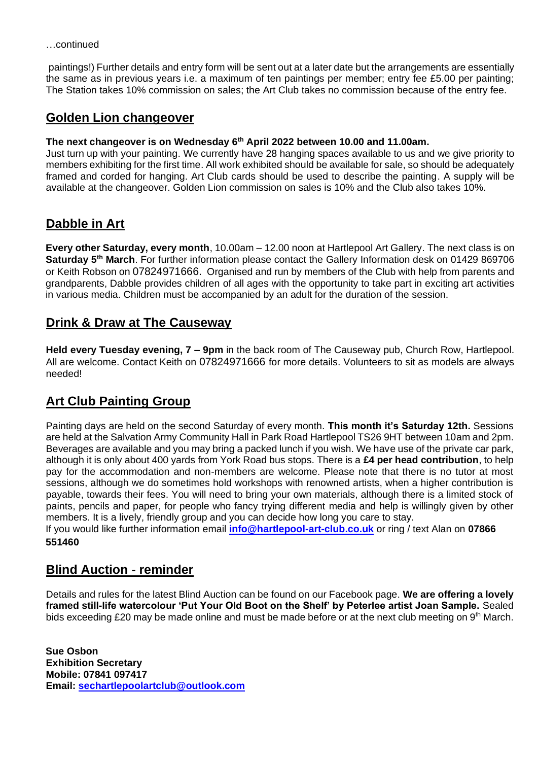…continued

paintings!) Further details and entry form will be sent out at a later date but the arrangements are essentially the same as in previous years i.e. a maximum of ten paintings per member; entry fee £5.00 per painting; The Station takes 10% commission on sales; the Art Club takes no commission because of the entry fee.

## Golden Lion changeover

**The next changeover is on Wednesday 6th April 2022 between 10.00 and 11.00am.**
Just turn up with your painting. We currently have 28 hanging spaces available to us and we give priority to members exhibiting for the first time. All work exhibited should be available for sale, so should be adequately framed and corded for hanging. Art Club cards should be used to describe the painting. A supply will be available at the changeover. Golden Lion commission on sales is 10% and the Club also takes 10%.

## Dabble in Art

**Every other Saturday, every month**, 10.00am – 12.00 noon at Hartlepool Art Gallery. The next class is on **Saturday 5th March**. For further information please contact the Gallery Information desk on 01429 869706 or Keith Robson on 07824971666. Organised and run by members of the Club with help from parents and grandparents, Dabble provides children of all ages with the opportunity to take part in exciting art activities in various media. Children must be accompanied by an adult for the duration of the session.

## Drink & Draw at The Causeway

**Held every Tuesday evening, 7 – 9pm** in the back room of The Causeway pub, Church Row, Hartlepool. All are welcome. Contact Keith on 07824971666 for more details. Volunteers to sit as models are always needed!

## Art Club Painting Group

Painting days are held on the second Saturday of every month. **This month it's Saturday 12th.** Sessions are held at the Salvation Army Community Hall in Park Road Hartlepool TS26 9HT between 10am and 2pm. Beverages are available and you may bring a packed lunch if you wish. We have use of the private car park, although it is only about 400 yards from York Road bus stops. There is a **£4 per head contribution**, to help pay for the accommodation and non-members are welcome. Please note that there is no tutor at most sessions, although we do sometimes hold workshops with renowned artists, when a higher contribution is payable, towards their fees. You will need to bring your own materials, although there is a limited stock of paints, pencils and paper, for people who fancy trying different media and help is willingly given by other members. It is a lively, friendly group and you can decide how long you care to stay.
If you would like further information email **info@hartlepool-art-club.co.uk** or ring / text Alan on **07866 551460**

## Blind Auction - reminder

Details and rules for the latest Blind Auction can be found on our Facebook page. **We are offering a lovely framed still-life watercolour 'Put Your Old Boot on the Shelf' by Peterlee artist Joan Sample.** Sealed bids exceeding £20 may be made online and must be made before or at the next club meeting on 9th March.

**Sue Osbon**
**Exhibition Secretary**
**Mobile: 07841 097417**
**Email: sechartlepoolartclub@outlook.com**